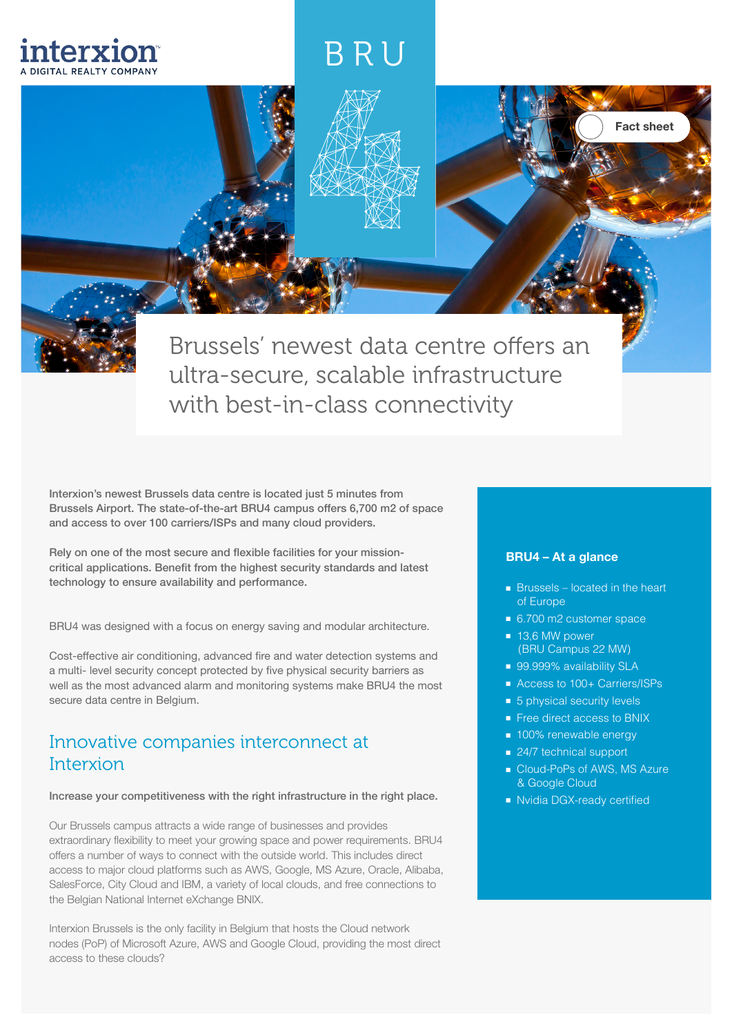interxion
A DIGITAL REALTY COMPANY

BRU 4

Fact sheet

# Brussels' newest data centre offers an ultra-secure, scalable infrastructure with best-in-class connectivity

**Interxion's newest Brussels data centre is located just 5 minutes from Brussels Airport. The state-of-the-art BRU4 campus offers 6,700 m2 of space and access to over 100 carriers/ISPs and many cloud providers.**

**Rely on one of the most secure and flexible facilities for your mission-critical applications. Benefit from the highest security standards and latest technology to ensure availability and performance.**

BRU4 was designed with a focus on energy saving and modular architecture.

Cost-effective air conditioning, advanced fire and water detection systems and a multi- level security concept protected by five physical security barriers as well as the most advanced alarm and monitoring systems make BRU4 the most secure data centre in Belgium.

## Innovative companies interconnect at Interxion

**Increase your competitiveness with the right infrastructure in the right place.**

Our Brussels campus attracts a wide range of businesses and provides extraordinary flexibility to meet your growing space and power requirements. BRU4 offers a number of ways to connect with the outside world. This includes direct access to major cloud platforms such as AWS, Google, MS Azure, Oracle, Alibaba, SalesForce, City Cloud and IBM, a variety of local clouds, and free connections to the Belgian National Internet eXchange BNIX.

Interxion Brussels is the only facility in Belgium that hosts the Cloud network nodes (PoP) of Microsoft Azure, AWS and Google Cloud, providing the most direct access to these clouds?

### BRU4 – At a glance

- Brussels – located in the heart of Europe
- 6.700 m2 customer space
- 13,6 MW power (BRU Campus 22 MW)
- 99.999% availability SLA
- Access to 100+ Carriers/ISPs
- 5 physical security levels
- Free direct access to BNIX
- 100% renewable energy
- 24/7 technical support
- Cloud-PoPs of AWS, MS Azure & Google Cloud
- Nvidia DGX-ready certified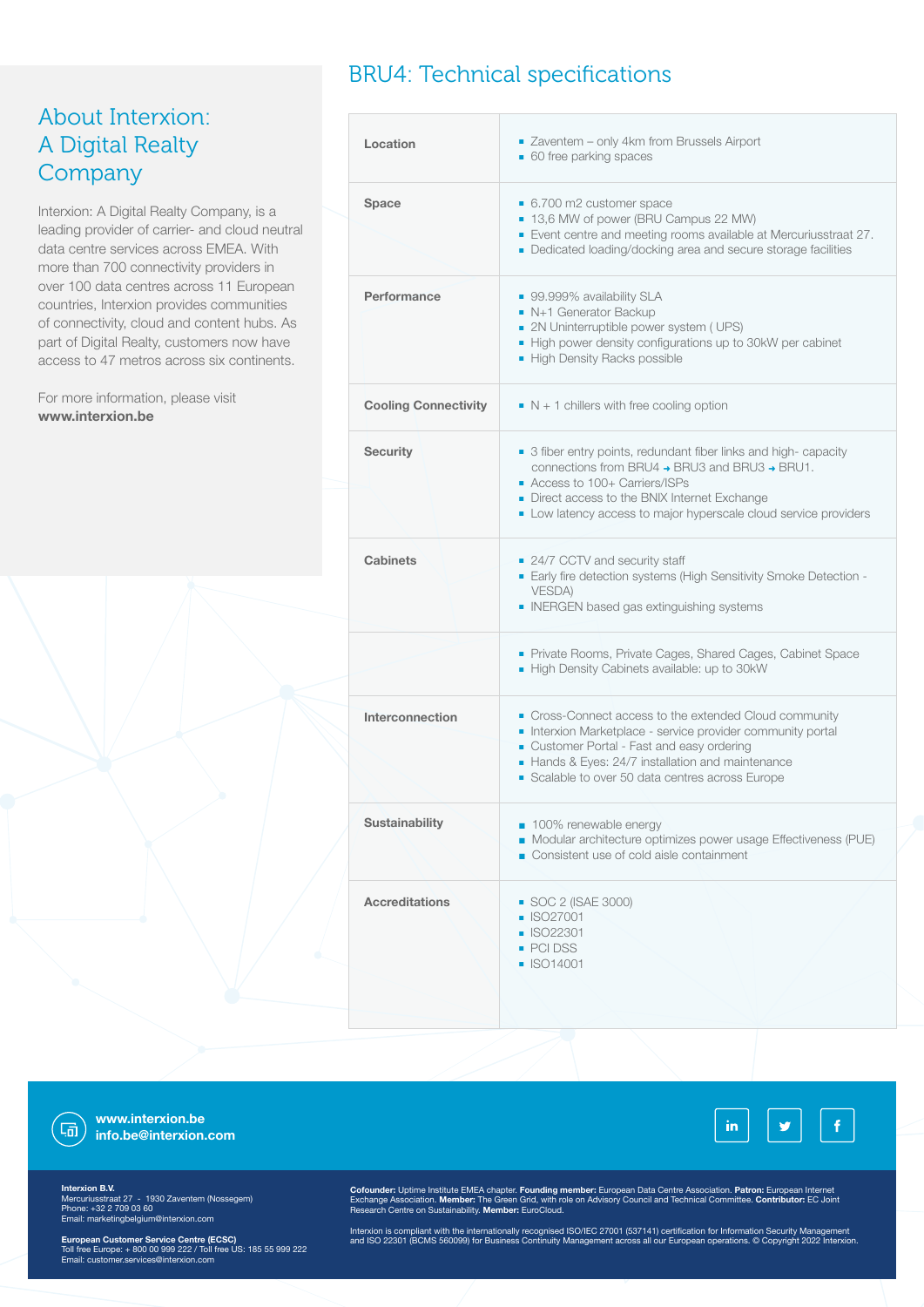## About Interxion: A Digital Realty Company

Interxion: A Digital Realty Company, is a leading provider of carrier- and cloud neutral data centre services across EMEA. With more than 700 connectivity providers in over 100 data centres across 11 European countries, Interxion provides communities of connectivity, cloud and content hubs. As part of Digital Realty, customers now have access to 47 metros across six continents.

For more information, please visit **www.interxion.be**

## BRU4: Technical specifications

| | |
|---|---|
| **Location** | ▪ Zaventem – only 4km from Brussels Airport<br>▪ 60 free parking spaces |
| **Space** | ▪ 6.700 m2 customer space<br>▪ 13,6 MW of power (BRU Campus 22 MW)<br>▪ Event centre and meeting rooms available at Mercuriusstraat 27.<br>▪ Dedicated loading/docking area and secure storage facilities |
| **Performance** | ▪ 99.999% availability SLA<br>▪ N+1 Generator Backup<br>▪ 2N Uninterruptible power system ( UPS)<br>▪ High power density configurations up to 30kW per cabinet<br>▪ High Density Racks possible |
| **Cooling Connectivity** | ▪ N + 1 chillers with free cooling option |
| **Security** | ▪ 3 fiber entry points, redundant fiber links and high- capacity connections from BRU4 → BRU3 and BRU3 → BRU1.<br>▪ Access to 100+ Carriers/ISPs<br>▪ Direct access to the BNIX Internet Exchange<br>▪ Low latency access to major hyperscale cloud service providers |
| **Cabinets** | ▪ 24/7 CCTV and security staff<br>▪ Early fire detection systems (High Sensitivity Smoke Detection - VESDA)<br>▪ INERGEN based gas extinguishing systems |
| | ▪ Private Rooms, Private Cages, Shared Cages, Cabinet Space<br>▪ High Density Cabinets available: up to 30kW |
| **Interconnection** | ▪ Cross-Connect access to the extended Cloud community<br>▪ Interxion Marketplace - service provider community portal<br>▪ Customer Portal - Fast and easy ordering<br>▪ Hands & Eyes: 24/7 installation and maintenance<br>▪ Scalable to over 50 data centres across Europe |
| **Sustainability** | ▪ 100% renewable energy<br>▪ Modular architecture optimizes power usage Effectiveness (PUE)<br>▪ Consistent use of cold aisle containment |
| **Accreditations** | ▪ SOC 2 (ISAE 3000)<br>▪ ISO27001<br>▪ ISO22301<br>▪ PCI DSS<br>▪ ISO14001 |

**www.interxion.be**
**info.be@interxion.com**

**Interxion B.V.**
Mercuriusstraat 27 - 1930 Zaventem (Nossegem)
Phone: +32 2 709 03 60
Email: marketingbelgium@interxion.com

**European Customer Service Centre (ECSC)**
Toll free Europe: + 800 00 999 222 / Toll free US: 185 55 999 222
Email: customer.services@interxion.com

**Cofounder:** Uptime Institute EMEA chapter. **Founding member:** European Data Centre Association. **Patron:** European Internet Exchange Association. **Member:** The Green Grid, with role on Advisory Council and Technical Committee. **Contributor:** EC Joint Research Centre on Sustainability. **Member:** EuroCloud.

Interxion is compliant with the internationally recognised ISO/IEC 27001 (537141) certification for Information Security Management and ISO 22301 (BCMS 560099) for Business Continuity Management across all our European operations. © Copyright 2022 Interxion.